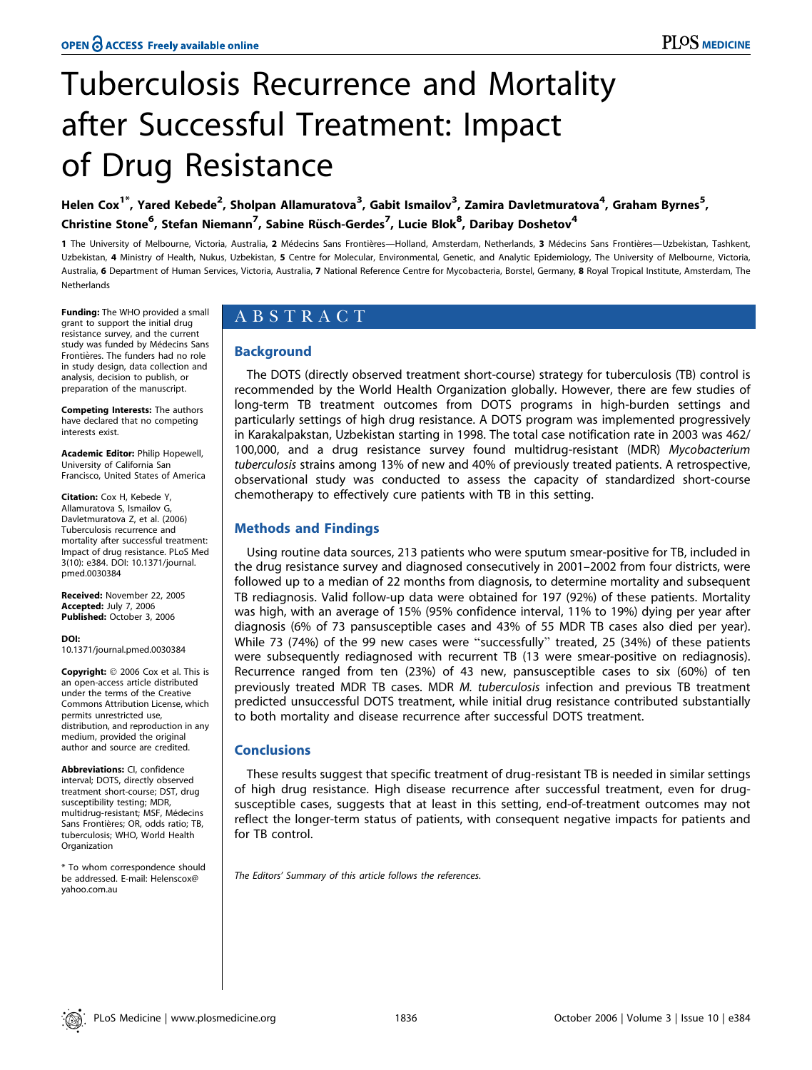# Tuberculosis Recurrence and Mortality after Successful Treatment: Impact of Drug Resistance

Helen Cox[1*], Yared Kebede[2], Sholpan Allamuratova[3], Gabit Ismailov[3], Zamira Davletmuratova[4], Graham Byrnes[5], Christine Stone[6], Stefan Niemann[7], Sabine Rüsch-Gerdes[7], Lucie Blok[8], Daribay Doshetov[4]

1 The University of Melbourne, Victoria, Australia, 2 Médecins Sans Frontières—Holland, Amsterdam, Netherlands, 3 Médecins Sans Frontières—Uzbekistan, Tashkent, Uzbekistan, 4 Ministry of Health, Nukus, Uzbekistan, 5 Centre for Molecular, Environmental, Genetic, and Analytic Epidemiology, The University of Melbourne, Victoria, Australia, 6 Department of Human Services, Victoria, Australia, 7 National Reference Centre for Mycobacteria, Borstel, Germany, 8 Royal Tropical Institute, Amsterdam, The Netherlands

**Funding:** The WHO provided a small grant to support the initial drug resistance survey, and the current study was funded by Médecins Sans Frontières. The funders had no role in study design, data collection and analysis, decision to publish, or preparation of the manuscript.

**Competing Interests:** The authors have declared that no competing interests exist.

**Academic Editor:** Philip Hopewell, University of California San Francisco, United States of America

**Citation:** Cox H, Kebede Y, Allamuratova S, Ismailov G, Davletmuratova Z, et al. (2006) Tuberculosis recurrence and mortality after successful treatment: Impact of drug resistance. PLoS Med 3(10): e384. DOI: 10.1371/journal.pmed.0030384

**Received:** November 22, 2005
**Accepted:** July 7, 2006
**Published:** October 3, 2006

**DOI:** 10.1371/journal.pmed.0030384

**Copyright:** © 2006 Cox et al. This is an open-access article distributed under the terms of the Creative Commons Attribution License, which permits unrestricted use, distribution, and reproduction in any medium, provided the original author and source are credited.

**Abbreviations:** CI, confidence interval; DOTS, directly observed treatment short-course; DST, drug susceptibility testing; MDR, multidrug-resistant; MSF, Médecins Sans Frontières; OR, odds ratio; TB, tuberculosis; WHO, World Health Organization

\* To whom correspondence should be addressed. E-mail: Helenscox@yahoo.com.au

## ABSTRACT

### Background

The DOTS (directly observed treatment short-course) strategy for tuberculosis (TB) control is recommended by the World Health Organization globally. However, there are few studies of long-term TB treatment outcomes from DOTS programs in high-burden settings and particularly settings of high drug resistance. A DOTS program was implemented progressively in Karakalpakstan, Uzbekistan starting in 1998. The total case notification rate in 2003 was 462/100,000, and a drug resistance survey found multidrug-resistant (MDR) *Mycobacterium tuberculosis* strains among 13% of new and 40% of previously treated patients. A retrospective, observational study was conducted to assess the capacity of standardized short-course chemotherapy to effectively cure patients with TB in this setting.

### Methods and Findings

Using routine data sources, 213 patients who were sputum smear-positive for TB, included in the drug resistance survey and diagnosed consecutively in 2001–2002 from four districts, were followed up to a median of 22 months from diagnosis, to determine mortality and subsequent TB rediagnosis. Valid follow-up data were obtained for 197 (92%) of these patients. Mortality was high, with an average of 15% (95% confidence interval, 11% to 19%) dying per year after diagnosis (6% of 73 pansusceptible cases and 43% of 55 MDR TB cases also died per year). While 73 (74%) of the 99 new cases were "successfully" treated, 25 (34%) of these patients were subsequently rediagnosed with recurrent TB (13 were smear-positive on rediagnosis). Recurrence ranged from ten (23%) of 43 new, pansusceptible cases to six (60%) of ten previously treated MDR TB cases. MDR *M. tuberculosis* infection and previous TB treatment predicted unsuccessful DOTS treatment, while initial drug resistance contributed substantially to both mortality and disease recurrence after successful DOTS treatment.

### Conclusions

These results suggest that specific treatment of drug-resistant TB is needed in similar settings of high drug resistance. High disease recurrence after successful treatment, even for drug-susceptible cases, suggests that at least in this setting, end-of-treatment outcomes may not reflect the longer-term status of patients, with consequent negative impacts for patients and for TB control.

*The Editors' Summary of this article follows the references.*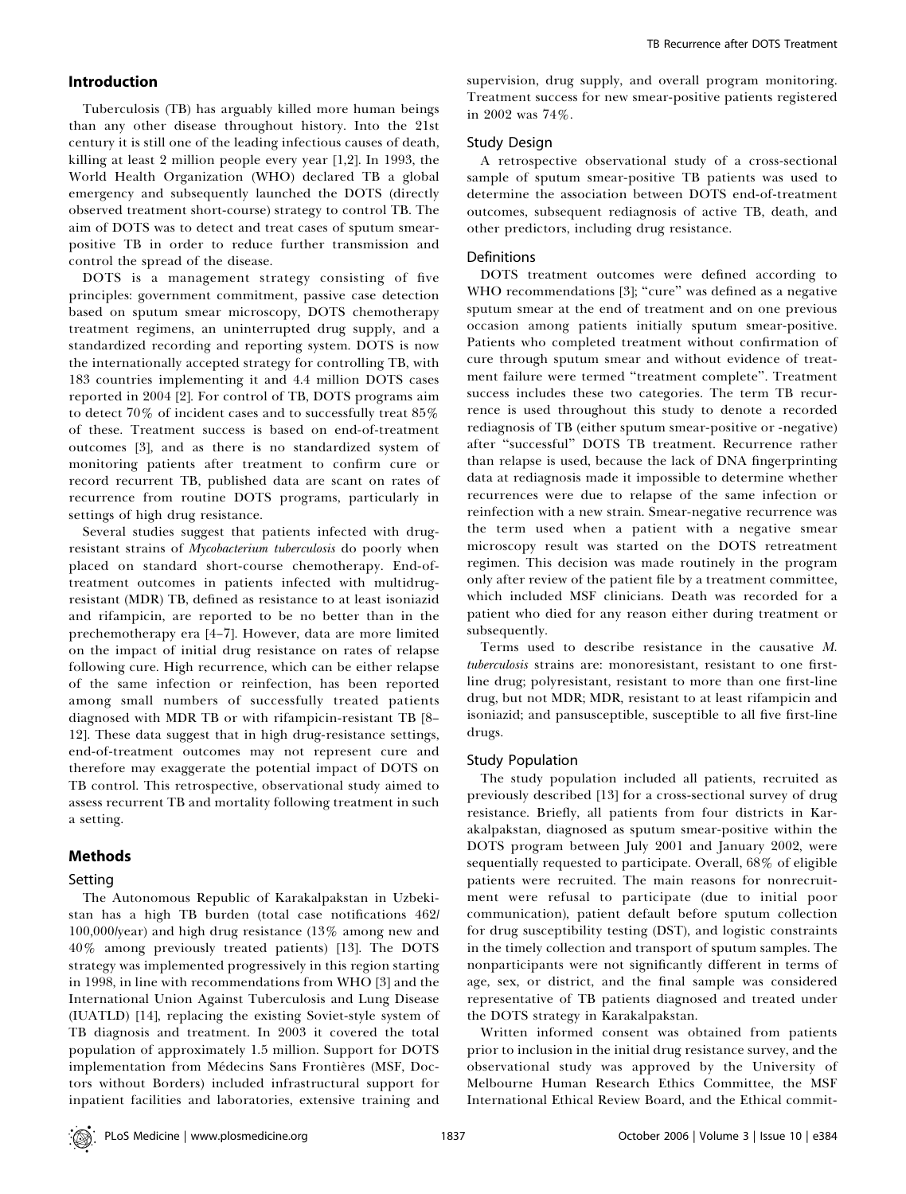## Introduction

Tuberculosis (TB) has arguably killed more human beings than any other disease throughout history. Into the 21st century it is still one of the leading infectious causes of death, killing at least 2 million people every year [1,2]. In 1993, the World Health Organization (WHO) declared TB a global emergency and subsequently launched the DOTS (directly observed treatment short-course) strategy to control TB. The aim of DOTS was to detect and treat cases of sputum smear-positive TB in order to reduce further transmission and control the spread of the disease.

DOTS is a management strategy consisting of five principles: government commitment, passive case detection based on sputum smear microscopy, DOTS chemotherapy treatment regimens, an uninterrupted drug supply, and a standardized recording and reporting system. DOTS is now the internationally accepted strategy for controlling TB, with 183 countries implementing it and 4.4 million DOTS cases reported in 2004 [2]. For control of TB, DOTS programs aim to detect 70% of incident cases and to successfully treat 85% of these. Treatment success is based on end-of-treatment outcomes [3], and as there is no standardized system of monitoring patients after treatment to confirm cure or record recurrent TB, published data are scant on rates of recurrence from routine DOTS programs, particularly in settings of high drug resistance.

Several studies suggest that patients infected with drug-resistant strains of *Mycobacterium tuberculosis* do poorly when placed on standard short-course chemotherapy. End-of-treatment outcomes in patients infected with multidrug-resistant (MDR) TB, defined as resistance to at least isoniazid and rifampicin, are reported to be no better than in the prechemotherapy era [4–7]. However, data are more limited on the impact of initial drug resistance on rates of relapse following cure. High recurrence, which can be either relapse of the same infection or reinfection, has been reported among small numbers of successfully treated patients diagnosed with MDR TB or with rifampicin-resistant TB [8–12]. These data suggest that in high drug-resistance settings, end-of-treatment outcomes may not represent cure and therefore may exaggerate the potential impact of DOTS on TB control. This retrospective, observational study aimed to assess recurrent TB and mortality following treatment in such a setting.

## Methods

### Setting

The Autonomous Republic of Karakalpakstan in Uzbekistan has a high TB burden (total case notifications 462/100,000/year) and high drug resistance (13% among new and 40% among previously treated patients) [13]. The DOTS strategy was implemented progressively in this region starting in 1998, in line with recommendations from WHO [3] and the International Union Against Tuberculosis and Lung Disease (IUATLD) [14], replacing the existing Soviet-style system of TB diagnosis and treatment. In 2003 it covered the total population of approximately 1.5 million. Support for DOTS implementation from Médecins Sans Frontières (MSF, Doctors without Borders) included infrastructural support for inpatient facilities and laboratories, extensive training and supervision, drug supply, and overall program monitoring. Treatment success for new smear-positive patients registered in 2002 was 74%.

### Study Design

A retrospective observational study of a cross-sectional sample of sputum smear-positive TB patients was used to determine the association between DOTS end-of-treatment outcomes, subsequent rediagnosis of active TB, death, and other predictors, including drug resistance.

### Definitions

DOTS treatment outcomes were defined according to WHO recommendations [3]; "cure" was defined as a negative sputum smear at the end of treatment and on one previous occasion among patients initially sputum smear-positive. Patients who completed treatment without confirmation of cure through sputum smear and without evidence of treatment failure were termed "treatment complete". Treatment success includes these two categories. The term TB recurrence is used throughout this study to denote a recorded rediagnosis of TB (either sputum smear-positive or -negative) after "successful" DOTS TB treatment. Recurrence rather than relapse is used, because the lack of DNA fingerprinting data at rediagnosis made it impossible to determine whether recurrences were due to relapse of the same infection or reinfection with a new strain. Smear-negative recurrence was the term used when a patient with a negative smear microscopy result was started on the DOTS retreatment regimen. This decision was made routinely in the program only after review of the patient file by a treatment committee, which included MSF clinicians. Death was recorded for a patient who died for any reason either during treatment or subsequently.

Terms used to describe resistance in the causative *M. tuberculosis* strains are: monoresistant, resistant to one first-line drug; polyresistant, resistant to more than one first-line drug, but not MDR; MDR, resistant to at least rifampicin and isoniazid; and pansusceptible, susceptible to all five first-line drugs.

### Study Population

The study population included all patients, recruited as previously described [13] for a cross-sectional survey of drug resistance. Briefly, all patients from four districts in Karakalpakstan, diagnosed as sputum smear-positive within the DOTS program between July 2001 and January 2002, were sequentially requested to participate. Overall, 68% of eligible patients were recruited. The main reasons for nonrecruitment were refusal to participate (due to initial poor communication), patient default before sputum collection for drug susceptibility testing (DST), and logistic constraints in the timely collection and transport of sputum samples. The nonparticipants were not significantly different in terms of age, sex, or district, and the final sample was considered representative of TB patients diagnosed and treated under the DOTS strategy in Karakalpakstan.

Written informed consent was obtained from patients prior to inclusion in the initial drug resistance survey, and the observational study was approved by the University of Melbourne Human Research Ethics Committee, the MSF International Ethical Review Board, and the Ethical commit-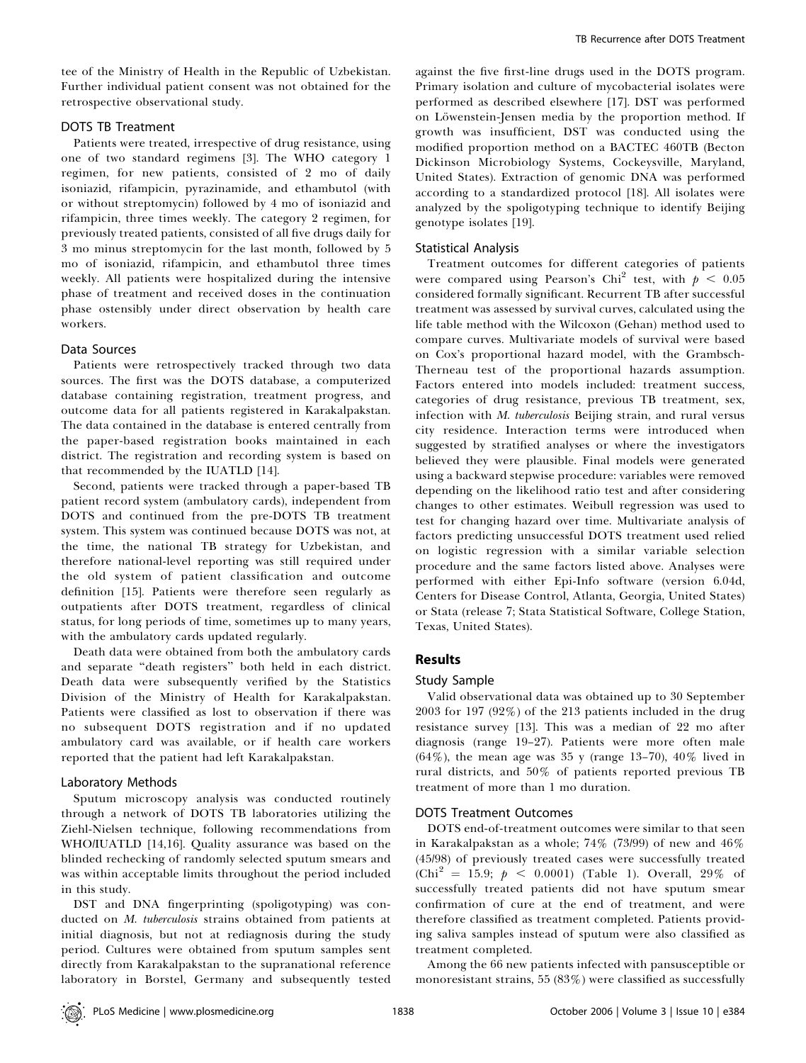tee of the Ministry of Health in the Republic of Uzbekistan. Further individual patient consent was not obtained for the retrospective observational study.

### DOTS TB Treatment

Patients were treated, irrespective of drug resistance, using one of two standard regimens [3]. The WHO category 1 regimen, for new patients, consisted of 2 mo of daily isoniazid, rifampicin, pyrazinamide, and ethambutol (with or without streptomycin) followed by 4 mo of isoniazid and rifampicin, three times weekly. The category 2 regimen, for previously treated patients, consisted of all five drugs daily for 3 mo minus streptomycin for the last month, followed by 5 mo of isoniazid, rifampicin, and ethambutol three times weekly. All patients were hospitalized during the intensive phase of treatment and received doses in the continuation phase ostensibly under direct observation by health care workers.

### Data Sources

Patients were retrospectively tracked through two data sources. The first was the DOTS database, a computerized database containing registration, treatment progress, and outcome data for all patients registered in Karakalpakstan. The data contained in the database is entered centrally from the paper-based registration books maintained in each district. The registration and recording system is based on that recommended by the IUATLD [14].

Second, patients were tracked through a paper-based TB patient record system (ambulatory cards), independent from DOTS and continued from the pre-DOTS TB treatment system. This system was continued because DOTS was not, at the time, the national TB strategy for Uzbekistan, and therefore national-level reporting was still required under the old system of patient classification and outcome definition [15]. Patients were therefore seen regularly as outpatients after DOTS treatment, regardless of clinical status, for long periods of time, sometimes up to many years, with the ambulatory cards updated regularly.

Death data were obtained from both the ambulatory cards and separate "death registers" both held in each district. Death data were subsequently verified by the Statistics Division of the Ministry of Health for Karakalpakstan. Patients were classified as lost to observation if there was no subsequent DOTS registration and if no updated ambulatory card was available, or if health care workers reported that the patient had left Karakalpakstan.

### Laboratory Methods

Sputum microscopy analysis was conducted routinely through a network of DOTS TB laboratories utilizing the Ziehl-Nielsen technique, following recommendations from WHO/IUATLD [14,16]. Quality assurance was based on the blinded rechecking of randomly selected sputum smears and was within acceptable limits throughout the period included in this study.

DST and DNA fingerprinting (spoligotyping) was conducted on *M. tuberculosis* strains obtained from patients at initial diagnosis, but not at rediagnosis during the study period. Cultures were obtained from sputum samples sent directly from Karakalpakstan to the supranational reference laboratory in Borstel, Germany and subsequently tested against the five first-line drugs used in the DOTS program. Primary isolation and culture of mycobacterial isolates were performed as described elsewhere [17]. DST was performed on Löwenstein-Jensen media by the proportion method. If growth was insufficient, DST was conducted using the modified proportion method on a BACTEC 460TB (Becton Dickinson Microbiology Systems, Cockeysville, Maryland, United States). Extraction of genomic DNA was performed according to a standardized protocol [18]. All isolates were analyzed by the spoligotyping technique to identify Beijing genotype isolates [19].

### Statistical Analysis

Treatment outcomes for different categories of patients were compared using Pearson's $\text{Chi}^2$ test, with $p < 0.05$ considered formally significant. Recurrent TB after successful treatment was assessed by survival curves, calculated using the life table method with the Wilcoxon (Gehan) method used to compare curves. Multivariate models of survival were based on Cox's proportional hazard model, with the Grambsch-Therneau test of the proportional hazards assumption. Factors entered into models included: treatment success, categories of drug resistance, previous TB treatment, sex, infection with *M. tuberculosis* Beijing strain, and rural versus city residence. Interaction terms were introduced when suggested by stratified analyses or where the investigators believed they were plausible. Final models were generated using a backward stepwise procedure: variables were removed depending on the likelihood ratio test and after considering changes to other estimates. Weibull regression was used to test for changing hazard over time. Multivariate analysis of factors predicting unsuccessful DOTS treatment used relied on logistic regression with a similar variable selection procedure and the same factors listed above. Analyses were performed with either Epi-Info software (version 6.04d, Centers for Disease Control, Atlanta, Georgia, United States) or Stata (release 7; Stata Statistical Software, College Station, Texas, United States).

## Results

### Study Sample

Valid observational data was obtained up to 30 September 2003 for 197 (92%) of the 213 patients included in the drug resistance survey [13]. This was a median of 22 mo after diagnosis (range 19–27). Patients were more often male (64%), the mean age was 35 y (range 13–70), 40% lived in rural districts, and 50% of patients reported previous TB treatment of more than 1 mo duration.

### DOTS Treatment Outcomes

DOTS end-of-treatment outcomes were similar to that seen in Karakalpakstan as a whole; 74% (73/99) of new and 46% (45/98) of previously treated cases were successfully treated ($\text{Chi}^2 = 15.9$; $p < 0.0001$) (Table 1). Overall, 29% of successfully treated patients did not have sputum smear confirmation of cure at the end of treatment, and were therefore classified as treatment completed. Patients providing saliva samples instead of sputum were also classified as treatment completed.

Among the 66 new patients infected with pansusceptible or monoresistant strains, 55 (83%) were classified as successfully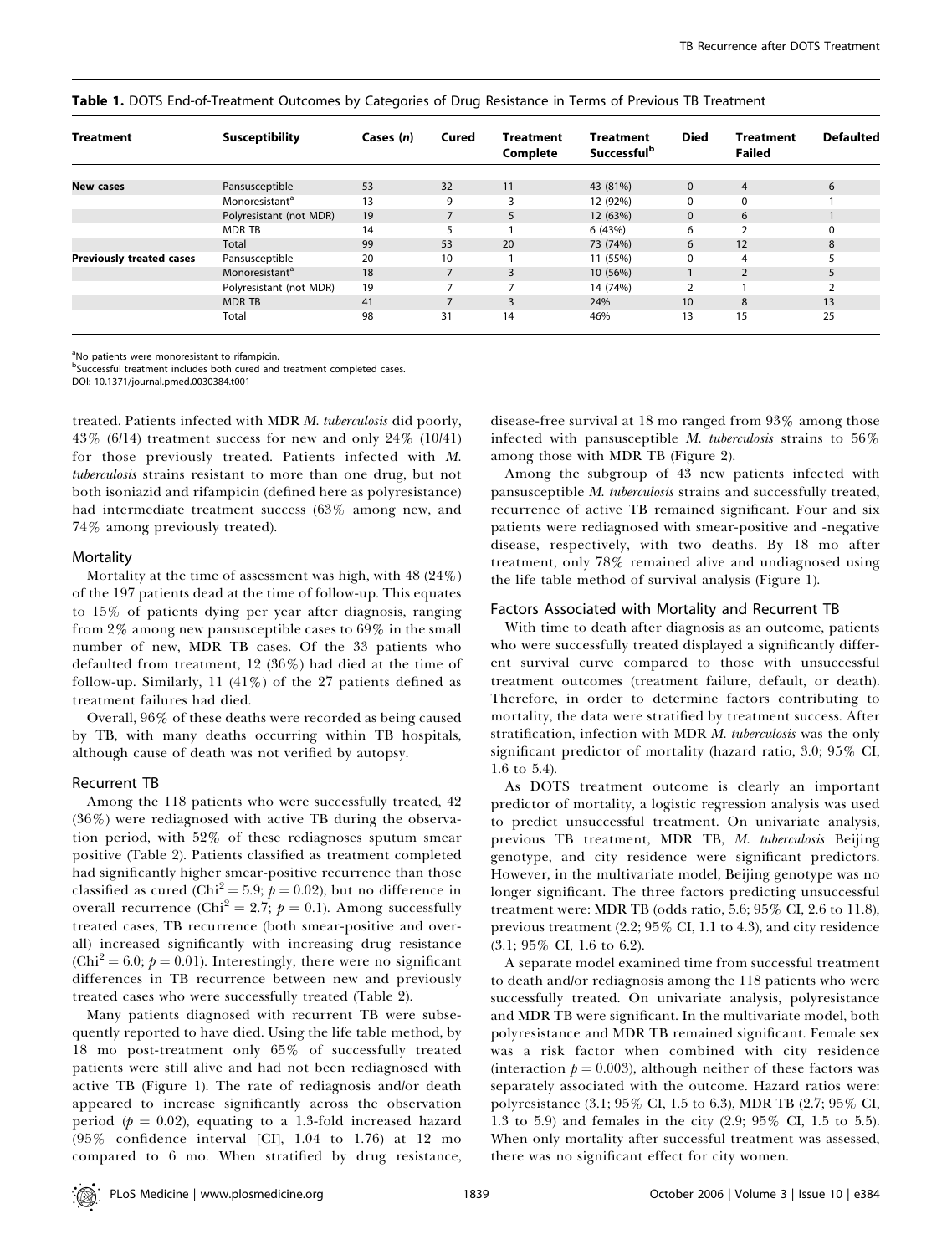**Table 1.** DOTS End-of-Treatment Outcomes by Categories of Drug Resistance in Terms of Previous TB Treatment

| Treatment | Susceptibility | Cases (n) | Cured | Treatment Complete | Treatment Successful[b] | Died | Treatment Failed | Defaulted |
|---|---|---|---|---|---|---|---|---|
| **New cases** | Pansusceptible | 53 | 32 | 11 | 43 (81%) | 0 | 4 | 6 |
| | Monoresistant[a] | 13 | 9 | 3 | 12 (92%) | 0 | 0 | 1 |
| | Polyresistant (not MDR) | 19 | 7 | 5 | 12 (63%) | 0 | 6 | 1 |
| | MDR TB | 14 | 5 | 1 | 6 (43%) | 6 | 2 | 0 |
| | Total | 99 | 53 | 20 | 73 (74%) | 6 | 12 | 8 |
| **Previously treated cases** | Pansusceptible | 20 | 10 | 1 | 11 (55%) | 0 | 4 | 5 |
| | Monoresistant[a] | 18 | 7 | 3 | 10 (56%) | 1 | 2 | 5 |
| | Polyresistant (not MDR) | 19 | 7 | 7 | 14 (74%) | 2 | 1 | 2 |
| | MDR TB | 41 | 7 | 3 | 24% | 10 | 8 | 13 |
| | Total | 98 | 31 | 14 | 46% | 13 | 15 | 25 |

[a]No patients were monoresistant to rifampicin.
[b]Successful treatment includes both cured and treatment completed cases.
DOI: 10.1371/journal.pmed.0030384.t001

treated. Patients infected with MDR *M. tuberculosis* did poorly, 43% (6/14) treatment success for new and only 24% (10/41) for those previously treated. Patients infected with *M. tuberculosis* strains resistant to more than one drug, but not both isoniazid and rifampicin (defined here as polyresistance) had intermediate treatment success (63% among new, and 74% among previously treated).

### Mortality

Mortality at the time of assessment was high, with 48 (24%) of the 197 patients dead at the time of follow-up. This equates to 15% of patients dying per year after diagnosis, ranging from 2% among new pansusceptible cases to 69% in the small number of new, MDR TB cases. Of the 33 patients who defaulted from treatment, 12 (36%) had died at the time of follow-up. Similarly, 11 (41%) of the 27 patients defined as treatment failures had died.

Overall, 96% of these deaths were recorded as being caused by TB, with many deaths occurring within TB hospitals, although cause of death was not verified by autopsy.

### Recurrent TB

Among the 118 patients who were successfully treated, 42 (36%) were rediagnosed with active TB during the observation period, with 52% of these rediagnoses sputum smear positive (Table 2). Patients classified as treatment completed had significantly higher smear-positive recurrence than those classified as cured ($Chi^2 = 5.9$; $p = 0.02$), but no difference in overall recurrence ($Chi^2 = 2.7$; $p = 0.1$). Among successfully treated cases, TB recurrence (both smear-positive and overall) increased significantly with increasing drug resistance ($Chi^2 = 6.0$; $p = 0.01$). Interestingly, there were no significant differences in TB recurrence between new and previously treated cases who were successfully treated (Table 2).

Many patients diagnosed with recurrent TB were subsequently reported to have died. Using the life table method, by 18 mo post-treatment only 65% of successfully treated patients were still alive and had not been rediagnosed with active TB (Figure 1). The rate of rediagnosis and/or death appeared to increase significantly across the observation period ($p = 0.02$), equating to a 1.3-fold increased hazard (95% confidence interval [CI], 1.04 to 1.76) at 12 mo compared to 6 mo. When stratified by drug resistance, disease-free survival at 18 mo ranged from 93% among those infected with pansusceptible *M. tuberculosis* strains to 56% among those with MDR TB (Figure 2).

Among the subgroup of 43 new patients infected with pansusceptible *M. tuberculosis* strains and successfully treated, recurrence of active TB remained significant. Four and six patients were rediagnosed with smear-positive and -negative disease, respectively, with two deaths. By 18 mo after treatment, only 78% remained alive and undiagnosed using the life table method of survival analysis (Figure 1).

### Factors Associated with Mortality and Recurrent TB

With time to death after diagnosis as an outcome, patients who were successfully treated displayed a significantly different survival curve compared to those with unsuccessful treatment outcomes (treatment failure, default, or death). Therefore, in order to determine factors contributing to mortality, the data were stratified by treatment success. After stratification, infection with MDR *M. tuberculosis* was the only significant predictor of mortality (hazard ratio, 3.0; 95% CI, 1.6 to 5.4).

As DOTS treatment outcome is clearly an important predictor of mortality, a logistic regression analysis was used to predict unsuccessful treatment. On univariate analysis, previous TB treatment, MDR TB, *M. tuberculosis* Beijing genotype, and city residence were significant predictors. However, in the multivariate model, Beijing genotype was no longer significant. The three factors predicting unsuccessful treatment were: MDR TB (odds ratio, 5.6; 95% CI, 2.6 to 11.8), previous treatment (2.2; 95% CI, 1.1 to 4.3), and city residence (3.1; 95% CI, 1.6 to 6.2).

A separate model examined time from successful treatment to death and/or rediagnosis among the 118 patients who were successfully treated. On univariate analysis, polyresistance and MDR TB were significant. In the multivariate model, both polyresistance and MDR TB remained significant. Female sex was a risk factor when combined with city residence (interaction $p = 0.003$), although neither of these factors was separately associated with the outcome. Hazard ratios were: polyresistance (3.1; 95% CI, 1.5 to 6.3), MDR TB (2.7; 95% CI, 1.3 to 5.9) and females in the city (2.9; 95% CI, 1.5 to 5.5). When only mortality after successful treatment was assessed, there was no significant effect for city women.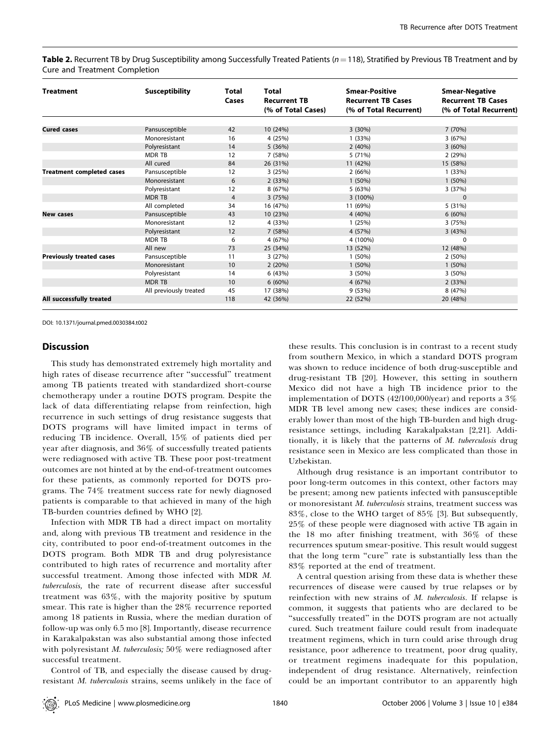**Table 2.** Recurrent TB by Drug Susceptibility among Successfully Treated Patients ($n = 118$), Stratified by Previous TB Treatment and by Cure and Treatment Completion

| Treatment | Susceptibility | Total Cases | Total Recurrent TB (% of Total Cases) | Smear-Positive Recurrent TB Cases (% of Total Recurrent) | Smear-Negative Recurrent TB Cases (% of Total Recurrent) |
|---|---|---|---|---|---|
| **Cured cases** | Pansusceptible | 42 | 10 (24%) | 3 (30%) | 7 (70%) |
| | Monoresistant | 16 | 4 (25%) | 1 (33%) | 3 (67%) |
| | Polyresistant | 14 | 5 (36%) | 2 (40%) | 3 (60%) |
| | MDR TB | 12 | 7 (58%) | 5 (71%) | 2 (29%) |
| | All cured | 84 | 26 (31%) | 11 (42%) | 15 (58%) |
| **Treatment completed cases** | Pansusceptible | 12 | 3 (25%) | 2 (66%) | 1 (33%) |
| | Monoresistant | 6 | 2 (33%) | 1 (50%) | 1 (50%) |
| | Polyresistant | 12 | 8 (67%) | 5 (63%) | 3 (37%) |
| | MDR TB | 4 | 3 (75%) | 3 (100%) | 0 |
| | All completed | 34 | 16 (47%) | 11 (69%) | 5 (31%) |
| **New cases** | Pansusceptible | 43 | 10 (23%) | 4 (40%) | 6 (60%) |
| | Monoresistant | 12 | 4 (33%) | 1 (25%) | 3 (75%) |
| | Polyresistant | 12 | 7 (58%) | 4 (57%) | 3 (43%) |
| | MDR TB | 6 | 4 (67%) | 4 (100%) | 0 |
| | All new | 73 | 25 (34%) | 13 (52%) | 12 (48%) |
| **Previously treated cases** | Pansusceptible | 11 | 3 (27%) | 1 (50%) | 2 (50%) |
| | Monoresistant | 10 | 2 (20%) | 1 (50%) | 1 (50%) |
| | Polyresistant | 14 | 6 (43%) | 3 (50%) | 3 (50%) |
| | MDR TB | 10 | 6 (60%) | 4 (67%) | 2 (33%) |
| | All previously treated | 45 | 17 (38%) | 9 (53%) | 8 (47%) |
| **All successfully treated** | | 118 | 42 (36%) | 22 (52%) | 20 (48%) |

DOI: 10.1371/journal.pmed.0030384.t002

## Discussion

This study has demonstrated extremely high mortality and high rates of disease recurrence after "successful" treatment among TB patients treated with standardized short-course chemotherapy under a routine DOTS program. Despite the lack of data differentiating relapse from reinfection, high recurrence in such settings of drug resistance suggests that DOTS programs will have limited impact in terms of reducing TB incidence. Overall, 15% of patients died per year after diagnosis, and 36% of successfully treated patients were rediagnosed with active TB. These poor post-treatment outcomes are not hinted at by the end-of-treatment outcomes for these patients, as commonly reported for DOTS programs. The 74% treatment success rate for newly diagnosed patients is comparable to that achieved in many of the high TB-burden countries defined by WHO [2].

Infection with MDR TB had a direct impact on mortality and, along with previous TB treatment and residence in the city, contributed to poor end-of-treatment outcomes in the DOTS program. Both MDR TB and drug polyresistance contributed to high rates of recurrence and mortality after successful treatment. Among those infected with MDR *M. tuberculosis*, the rate of recurrent disease after successful treatment was 63%, with the majority positive by sputum smear. This rate is higher than the 28% recurrence reported among 18 patients in Russia, where the median duration of follow-up was only 6.5 mo [8]. Importantly, disease recurrence in Karakalpakstan was also substantial among those infected with polyresistant *M. tuberculosis;* 50% were rediagnosed after successful treatment.

Control of TB, and especially the disease caused by drug-resistant *M. tuberculosis* strains, seems unlikely in the face of these results. This conclusion is in contrast to a recent study from southern Mexico, in which a standard DOTS program was shown to reduce incidence of both drug-susceptible and drug-resistant TB [20]. However, this setting in southern Mexico did not have a high TB incidence prior to the implementation of DOTS (42/100,000/year) and reports a 3% MDR TB level among new cases; these indices are considerably lower than most of the high TB-burden and high drug-resistance settings, including Karakalpakstan [2,21]. Additionally, it is likely that the patterns of *M. tuberculosis* drug resistance seen in Mexico are less complicated than those in Uzbekistan.

Although drug resistance is an important contributor to poor long-term outcomes in this context, other factors may be present; among new patients infected with pansusceptible or monoresistant *M. tuberculosis* strains, treatment success was 83%, close to the WHO target of 85% [3]. But subsequently, 25% of these people were diagnosed with active TB again in the 18 mo after finishing treatment, with 36% of these recurrences sputum smear-positive. This result would suggest that the long term "cure" rate is substantially less than the 83% reported at the end of treatment.

A central question arising from these data is whether these recurrences of disease were caused by true relapses or by reinfection with new strains of *M. tuberculosis*. If relapse is common, it suggests that patients who are declared to be "successfully treated" in the DOTS program are not actually cured. Such treatment failure could result from inadequate treatment regimens, which in turn could arise through drug resistance, poor adherence to treatment, poor drug quality, or treatment regimens inadequate for this population, independent of drug resistance. Alternatively, reinfection could be an important contributor to an apparently high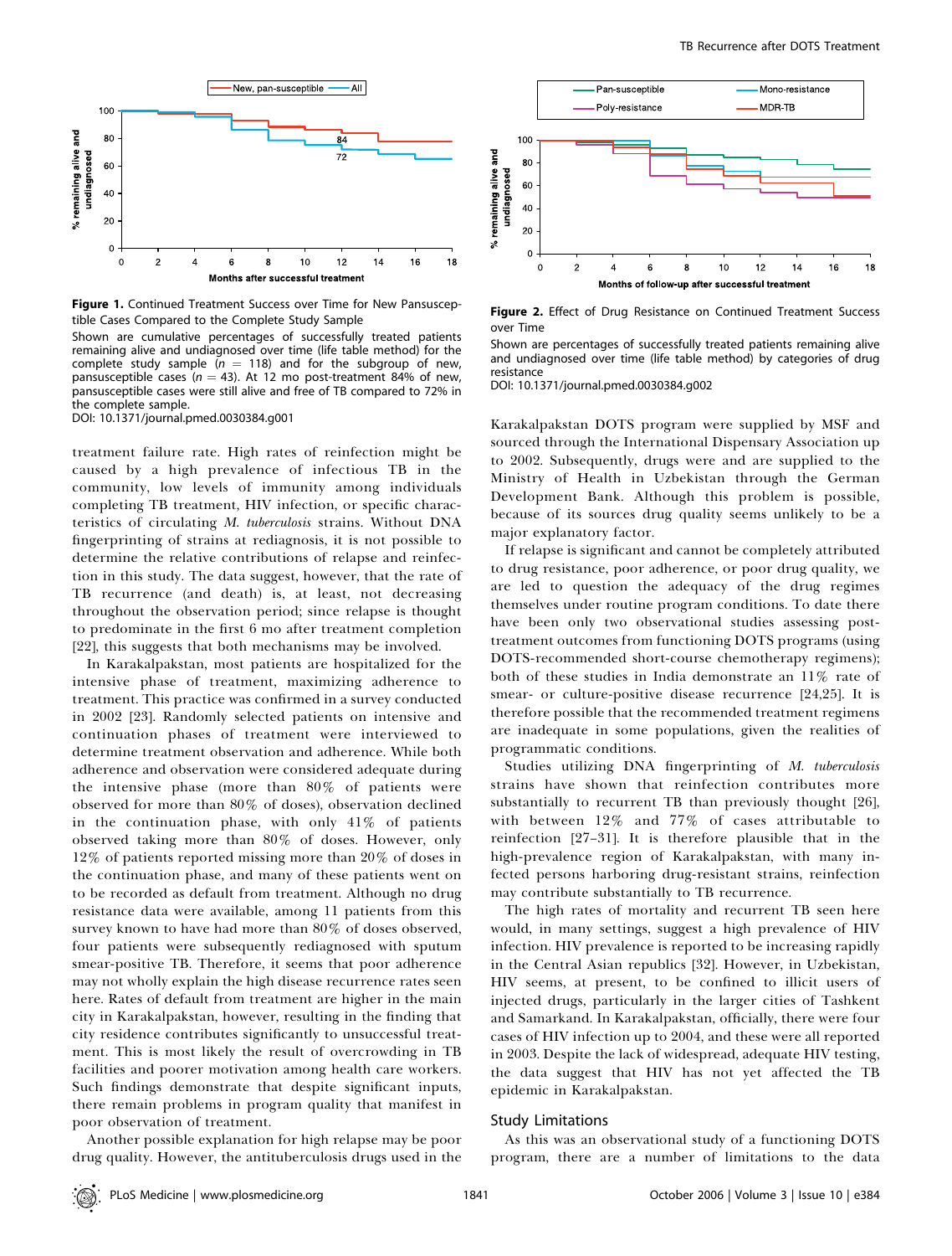**Figure 1.** Continued Treatment Success over Time for New Pansusceptible Cases Compared to the Complete Study Sample

Shown are cumulative percentages of successfully treated patients remaining alive and undiagnosed over time (life table method) for the complete study sample ($n$ = 118) and for the subgroup of new, pansusceptible cases ($n$ = 43). At 12 mo post-treatment 84% of new, pansusceptible cases were still alive and free of TB compared to 72% in the complete sample.

DOI: 10.1371/journal.pmed.0030384.g001

**Figure 2.** Effect of Drug Resistance on Continued Treatment Success over Time

Shown are percentages of successfully treated patients remaining alive and undiagnosed over time (life table method) by categories of drug resistance

DOI: 10.1371/journal.pmed.0030384.g002

treatment failure rate. High rates of reinfection might be caused by a high prevalence of infectious TB in the community, low levels of immunity among individuals completing TB treatment, HIV infection, or specific characteristics of circulating *M. tuberculosis* strains. Without DNA fingerprinting of strains at rediagnosis, it is not possible to determine the relative contributions of relapse and reinfection in this study. The data suggest, however, that the rate of TB recurrence (and death) is, at least, not decreasing throughout the observation period; since relapse is thought to predominate in the first 6 mo after treatment completion [22], this suggests that both mechanisms may be involved.

In Karakalpakstan, most patients are hospitalized for the intensive phase of treatment, maximizing adherence to treatment. This practice was confirmed in a survey conducted in 2002 [23]. Randomly selected patients on intensive and continuation phases of treatment were interviewed to determine treatment observation and adherence. While both adherence and observation were considered adequate during the intensive phase (more than 80% of patients were observed for more than 80% of doses), observation declined in the continuation phase, with only 41% of patients observed taking more than 80% of doses. However, only 12% of patients reported missing more than 20% of doses in the continuation phase, and many of these patients went on to be recorded as default from treatment. Although no drug resistance data were available, among 11 patients from this survey known to have had more than 80% of doses observed, four patients were subsequently rediagnosed with sputum smear-positive TB. Therefore, it seems that poor adherence may not wholly explain the high disease recurrence rates seen here. Rates of default from treatment are higher in the main city in Karakalpakstan, however, resulting in the finding that city residence contributes significantly to unsuccessful treatment. This is most likely the result of overcrowding in TB facilities and poorer motivation among health care workers. Such findings demonstrate that despite significant inputs, there remain problems in program quality that manifest in poor observation of treatment.

Another possible explanation for high relapse may be poor drug quality. However, the antituberculosis drugs used in the Karakalpakstan DOTS program were supplied by MSF and sourced through the International Dispensary Association up to 2002. Subsequently, drugs were and are supplied to the Ministry of Health in Uzbekistan through the German Development Bank. Although this problem is possible, because of its sources drug quality seems unlikely to be a major explanatory factor.

If relapse is significant and cannot be completely attributed to drug resistance, poor adherence, or poor drug quality, we are led to question the adequacy of the drug regimes themselves under routine program conditions. To date there have been only two observational studies assessing post-treatment outcomes from functioning DOTS programs (using DOTS-recommended short-course chemotherapy regimens); both of these studies in India demonstrate an 11% rate of smear- or culture-positive disease recurrence [24,25]. It is therefore possible that the recommended treatment regimens are inadequate in some populations, given the realities of programmatic conditions.

Studies utilizing DNA fingerprinting of *M. tuberculosis* strains have shown that reinfection contributes more substantially to recurrent TB than previously thought [26], with between 12% and 77% of cases attributable to reinfection [27–31]. It is therefore plausible that in the high-prevalence region of Karakalpakstan, with many infected persons harboring drug-resistant strains, reinfection may contribute substantially to TB recurrence.

The high rates of mortality and recurrent TB seen here would, in many settings, suggest a high prevalence of HIV infection. HIV prevalence is reported to be increasing rapidly in the Central Asian republics [32]. However, in Uzbekistan, HIV seems, at present, to be confined to illicit users of injected drugs, particularly in the larger cities of Tashkent and Samarkand. In Karakalpakstan, officially, there were four cases of HIV infection up to 2004, and these were all reported in 2003. Despite the lack of widespread, adequate HIV testing, the data suggest that HIV has not yet affected the TB epidemic in Karakalpakstan.

## Study Limitations

As this was an observational study of a functioning DOTS program, there are a number of limitations to the data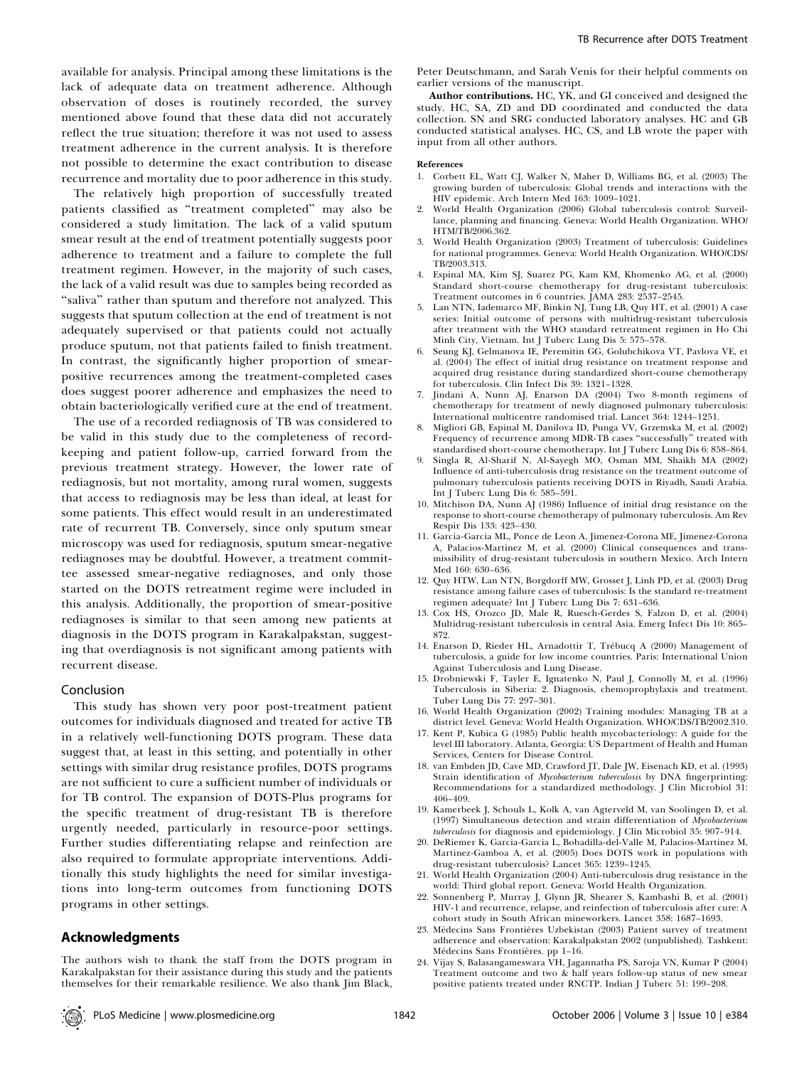available for analysis. Principal among these limitations is the lack of adequate data on treatment adherence. Although observation of doses is routinely recorded, the survey mentioned above found that these data did not accurately reflect the true situation; therefore it was not used to assess treatment adherence in the current analysis. It is therefore not possible to determine the exact contribution to disease recurrence and mortality due to poor adherence in this study.

The relatively high proportion of successfully treated patients classified as "treatment completed" may also be considered a study limitation. The lack of a valid sputum smear result at the end of treatment potentially suggests poor adherence to treatment and a failure to complete the full treatment regimen. However, in the majority of such cases, the lack of a valid result was due to samples being recorded as "saliva" rather than sputum and therefore not analyzed. This suggests that sputum collection at the end of treatment is not adequately supervised or that patients could not actually produce sputum, not that patients failed to finish treatment. In contrast, the significantly higher proportion of smear-positive recurrences among the treatment-completed cases does suggest poorer adherence and emphasizes the need to obtain bacteriologically verified cure at the end of treatment.

The use of a recorded rediagnosis of TB was considered to be valid in this study due to the completeness of record-keeping and patient follow-up, carried forward from the previous treatment strategy. However, the lower rate of rediagnosis, but not mortality, among rural women, suggests that access to rediagnosis may be less than ideal, at least for some patients. This effect would result in an underestimated rate of recurrent TB. Conversely, since only sputum smear microscopy was used for rediagnosis, sputum smear-negative rediagnoses may be doubtful. However, a treatment committee assessed smear-negative rediagnoses, and only those started on the DOTS retreatment regime were included in this analysis. Additionally, the proportion of smear-positive rediagnoses is similar to that seen among new patients at diagnosis in the DOTS program in Karakalpakstan, suggesting that overdiagnosis is not significant among patients with recurrent disease.

### Conclusion

This study has shown very poor post-treatment patient outcomes for individuals diagnosed and treated for active TB in a relatively well-functioning DOTS program. These data suggest that, at least in this setting, and potentially in other settings with similar drug resistance profiles, DOTS programs are not sufficient to cure a sufficient number of individuals or for TB control. The expansion of DOTS-Plus programs for the specific treatment of drug-resistant TB is therefore urgently needed, particularly in resource-poor settings. Further studies differentiating relapse and reinfection are also required to formulate appropriate interventions. Additionally this study highlights the need for similar investigations into long-term outcomes from functioning DOTS programs in other settings.

## Acknowledgments

The authors wish to thank the staff from the DOTS program in Karakalpakstan for their assistance during this study and the patients themselves for their remarkable resilience. We also thank Jim Black, Peter Deutschmann, and Sarah Venis for their helpful comments on earlier versions of the manuscript.

**Author contributions.** HC, YK, and GI conceived and designed the study. HC, SA, ZD and DD coordinated and conducted the data collection. SN and SRG conducted laboratory analyses. HC and GB conducted statistical analyses. HC, CS, and LB wrote the paper with input from all other authors.

#### References

1. Corbett EL, Watt CJ, Walker N, Maher D, Williams BG, et al. (2003) The growing burden of tuberculosis: Global trends and interactions with the HIV epidemic. Arch Intern Med 163: 1009–1021.
2. World Health Organization (2006) Global tuberculosis control: Surveillance, planning and financing. Geneva: World Health Organization. WHO/HTM/TB/2006.362.
3. World Health Organization (2003) Treatment of tuberculosis: Guidelines for national programmes. Geneva: World Health Organization. WHO/CDS/TB/2003.313.
4. Espinal MA, Kim SJ, Suarez PG, Kam KM, Khomenko AG, et al. (2000) Standard short-course chemotherapy for drug-resistant tuberculosis: Treatment outcomes in 6 countries. JAMA 283: 2537–2545.
5. Lan NTN, Iademarco MF, Binkin NJ, Tung LB, Quy HT, et al. (2001) A case series: Initial outcome of persons with multidrug-resistant tuberculosis after treatment with the WHO standard retreatment regimen in Ho Chi Minh City, Vietnam. Int J Tuberc Lung Dis 5: 575–578.
6. Seung KJ, Gelmanova IE, Peremitin GG, Golubchikova VT, Pavlova VE, et al. (2004) The effect of initial drug resistance on treatment response and acquired drug resistance during standardized short-course chemotherapy for tuberculosis. Clin Infect Dis 39: 1321–1328.
7. Jindani A, Nunn AJ, Enarson DA (2004) Two 8-month regimens of chemotherapy for treatment of newly diagnosed pulmonary tuberculosis: International multicentre randomised trial. Lancet 364: 1244–1251.
8. Migliori GB, Espinal M, Danilova ID, Punga VV, Grzemska M, et al. (2002) Frequency of recurrence among MDR-TB cases "successfully" treated with standardised short-course chemotherapy. Int J Tuberc Lung Dis 6: 858–864.
9. Singla R, Al-Sharif N, Al-Sayegh MO, Osman MM, Shaikh MA (2002) Influence of anti-tuberculosis drug resistance on the treatment outcome of pulmonary tuberculosis patients receiving DOTS in Riyadh, Saudi Arabia. Int J Tuberc Lung Dis 6: 585–591.
10. Mitchison DA, Nunn AJ (1986) Influence of initial drug resistance on the response to short-course chemotherapy of pulmonary tuberculosis. Am Rev Respir Dis 133: 423–430.
11. Garcia-Garcia ML, Ponce de Leon A, Jimenez-Corona ME, Jimenez-Corona A, Palacios-Martinez M, et al. (2000) Clinical consequences and transmissibility of drug-resistant tuberculosis in southern Mexico. Arch Intern Med 160: 630–636.
12. Quy HTW, Lan NTN, Borgdorff MW, Grosset J, Linh PD, et al. (2003) Drug resistance among failure cases of tuberculosis: Is the standard re-treatment regimen adequate? Int J Tuberc Lung Dis 7: 631–636.
13. Cox HS, Orozco JD, Male R, Ruesch-Gerdes S, Falzon D, et al. (2004) Multidrug-resistant tuberculosis in central Asia. Emerg Infect Dis 10: 865–872.
14. Enarson D, Rieder HL, Arnadottir T, Trébucq A (2000) Management of tuberculosis, a guide for low income countries. Paris: International Union Against Tuberculosis and Lung Disease.
15. Drobniewski F, Tayler E, Ignatenko N, Paul J, Connolly M, et al. (1996) Tuberculosis in Siberia: 2. Diagnosis, chemoprophylaxis and treatment. Tuber Lung Dis 77: 297–301.
16. World Health Organization (2002) Training modules: Managing TB at a district level. Geneva: World Health Organization. WHO/CDS/TB/2002.310.
17. Kent P, Kubica G (1985) Public health mycobacteriology: A guide for the level III laboratory. Atlanta, Georgia: US Department of Health and Human Services, Centers for Disease Control.
18. van Embden JD, Cave MD, Crawford JT, Dale JW, Eisenach KD, et al. (1993) Strain identification of *Mycobacterium tuberculosis* by DNA fingerprinting: Recommendations for a standardized methodology. J Clin Microbiol 31: 406–409.
19. Kamerbeek J, Schouls L, Kolk A, van Agterveld M, van Soolingen D, et al. (1997) Simultaneous detection and strain differentiation of *Mycobacterium tuberculosis* for diagnosis and epidemiology. J Clin Microbiol 35: 907–914.
20. DeRiemer K, Garcia-Garcia L, Bobadilla-del-Valle M, Palacios-Martinez M, Martinez-Gamboa A, et al. (2005) Does DOTS work in populations with drug-resistant tuberculosis? Lancet 365: 1239–1245.
21. World Health Organization (2004) Anti-tuberculosis drug resistance in the world: Third global report. Geneva: World Health Organization.
22. Sonnenberg P, Murray J, Glynn JR, Shearer S, Kambashi B, et al. (2001) HIV-1 and recurrence, relapse, and reinfection of tuberculosis after cure: A cohort study in South African mineworkers. Lancet 358: 1687–1693.
23. Médecins Sans Frontières Uzbekistan (2003) Patient survey of treatment adherence and observation: Karakalpakstan 2002 (unpublished). Tashkent: Médecins Sans Frontières. pp 1–16.
24. Vijay S, Balasangameswara VH, Jagannatha PS, Saroja VN, Kumar P (2004) Treatment outcome and two & half years follow-up status of new smear positive patients treated under RNCTP. Indian J Tuberc 51: 199–208.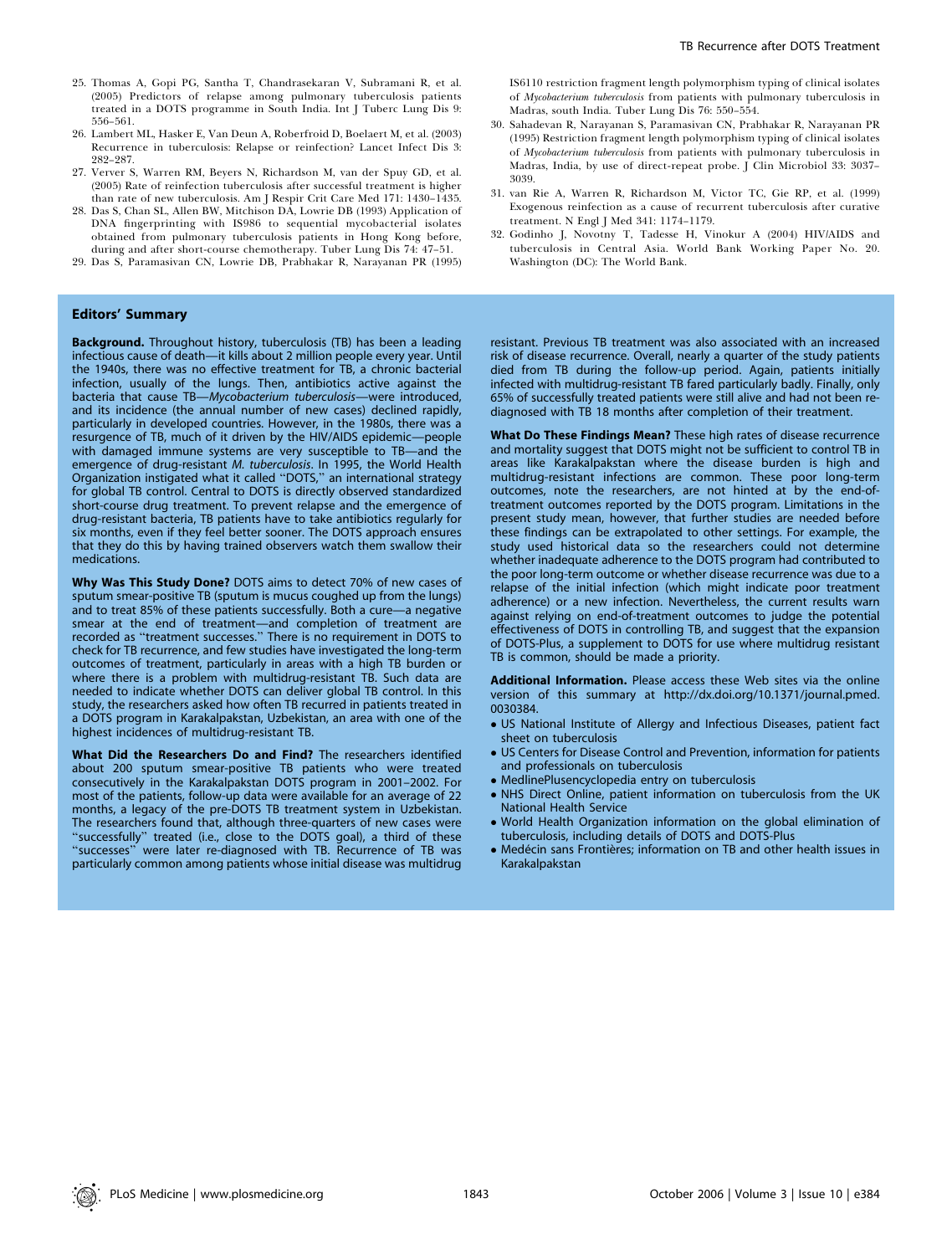25. Thomas A, Gopi PG, Santha T, Chandrasekaran V, Subramani R, et al. (2005) Predictors of relapse among pulmonary tuberculosis patients treated in a DOTS programme in South India. Int J Tuberc Lung Dis 9: 556–561.
26. Lambert ML, Hasker E, Van Deun A, Roberfroid D, Boelaert M, et al. (2003) Recurrence in tuberculosis: Relapse or reinfection? Lancet Infect Dis 3: 282–287.
27. Verver S, Warren RM, Beyers N, Richardson M, van der Spuy GD, et al. (2005) Rate of reinfection tuberculosis after successful treatment is higher than rate of new tuberculosis. Am J Respir Crit Care Med 171: 1430–1435.
28. Das S, Chan SL, Allen BW, Mitchison DA, Lowrie DB (1993) Application of DNA fingerprinting with IS986 to sequential mycobacterial isolates obtained from pulmonary tuberculosis patients in Hong Kong before, during and after short-course chemotherapy. Tuber Lung Dis 74: 47–51.
29. Das S, Paramasivan CN, Lowrie DB, Prabhakar R, Narayanan PR (1995) IS6110 restriction fragment length polymorphism typing of clinical isolates of *Mycobacterium tuberculosis* from patients with pulmonary tuberculosis in Madras, south India. Tuber Lung Dis 76: 550–554.
30. Sahadevan R, Narayanan S, Paramasivan CN, Prabhakar R, Narayanan PR (1995) Restriction fragment length polymorphism typing of clinical isolates of *Mycobacterium tuberculosis* from patients with pulmonary tuberculosis in Madras, India, by use of direct-repeat probe. J Clin Microbiol 33: 3037–3039.
31. van Rie A, Warren R, Richardson M, Victor TC, Gie RP, et al. (1999) Exogenous reinfection as a cause of recurrent tuberculosis after curative treatment. N Engl J Med 341: 1174–1179.
32. Godinho J, Novotny T, Tadesse H, Vinokur A (2004) HIV/AIDS and tuberculosis in Central Asia. World Bank Working Paper No. 20. Washington (DC): The World Bank.

## Editors' Summary

**Background.** Throughout history, tuberculosis (TB) has been a leading infectious cause of death—it kills about 2 million people every year. Until the 1940s, there was no effective treatment for TB, a chronic bacterial infection, usually of the lungs. Then, antibiotics active against the bacteria that cause TB—*Mycobacterium tuberculosis*—were introduced, and its incidence (the annual number of new cases) declined rapidly, particularly in developed countries. However, in the 1980s, there was a resurgence of TB, much of it driven by the HIV/AIDS epidemic—people with damaged immune systems are very susceptible to TB—and the emergence of drug-resistant *M. tuberculosis*. In 1995, the World Health Organization instigated what it called "DOTS," an international strategy for global TB control. Central to DOTS is directly observed standardized short-course drug treatment. To prevent relapse and the emergence of drug-resistant bacteria, TB patients have to take antibiotics regularly for six months, even if they feel better sooner. The DOTS approach ensures that they do this by having trained observers watch them swallow their medications.

**Why Was This Study Done?** DOTS aims to detect 70% of new cases of sputum smear-positive TB (sputum is mucus coughed up from the lungs) and to treat 85% of these patients successfully. Both a cure—a negative smear at the end of treatment—and completion of treatment are recorded as "treatment successes." There is no requirement in DOTS to check for TB recurrence, and few studies have investigated the long-term outcomes of treatment, particularly in areas with a high TB burden or where there is a problem with multidrug-resistant TB. Such data are needed to indicate whether DOTS can deliver global TB control. In this study, the researchers asked how often TB recurred in patients treated in a DOTS program in Karakalpakstan, Uzbekistan, an area with one of the highest incidences of multidrug-resistant TB.

**What Did the Researchers Do and Find?** The researchers identified about 200 sputum smear-positive TB patients who were treated consecutively in the Karakalpakstan DOTS program in 2001–2002. For most of the patients, follow-up data were available for an average of 22 months, a legacy of the pre-DOTS TB treatment system in Uzbekistan. The researchers found that, although three-quarters of new cases were "successfully" treated (i.e., close to the DOTS goal), a third of these "successes" were later re-diagnosed with TB. Recurrence of TB was particularly common among patients whose initial disease was multidrug resistant. Previous TB treatment was also associated with an increased risk of disease recurrence. Overall, nearly a quarter of the study patients died from TB during the follow-up period. Again, patients initially infected with multidrug-resistant TB fared particularly badly. Finally, only 65% of successfully treated patients were still alive and had not been re-diagnosed with TB 18 months after completion of their treatment.

**What Do These Findings Mean?** These high rates of disease recurrence and mortality suggest that DOTS might not be sufficient to control TB in areas like Karakalpakstan where the disease burden is high and multidrug-resistant infections are common. These poor long-term outcomes, note the researchers, are not hinted at by the end-of-treatment outcomes reported by the DOTS program. Limitations in the present study mean, however, that further studies are needed before these findings can be extrapolated to other settings. For example, the study used historical data so the researchers could not determine whether inadequate adherence to the DOTS program had contributed to the poor long-term outcome or whether disease recurrence was due to a relapse of the initial infection (which might indicate poor treatment adherence) or a new infection. Nevertheless, the current results warn against relying on end-of-treatment outcomes to judge the potential effectiveness of DOTS in controlling TB, and suggest that the expansion of DOTS-Plus, a supplement to DOTS for use where multidrug resistant TB is common, should be made a priority.

**Additional Information.** Please access these Web sites via the online version of this summary at http://dx.doi.org/10.1371/journal.pmed.0030384.

- US National Institute of Allergy and Infectious Diseases, patient fact sheet on tuberculosis
- US Centers for Disease Control and Prevention, information for patients and professionals on tuberculosis
- MedlinePlusencyclopedia entry on tuberculosis
- NHS Direct Online, patient information on tuberculosis from the UK National Health Service
- World Health Organization information on the global elimination of tuberculosis, including details of DOTS and DOTS-Plus
- Medécin sans Frontières; information on TB and other health issues in Karakalpakstan